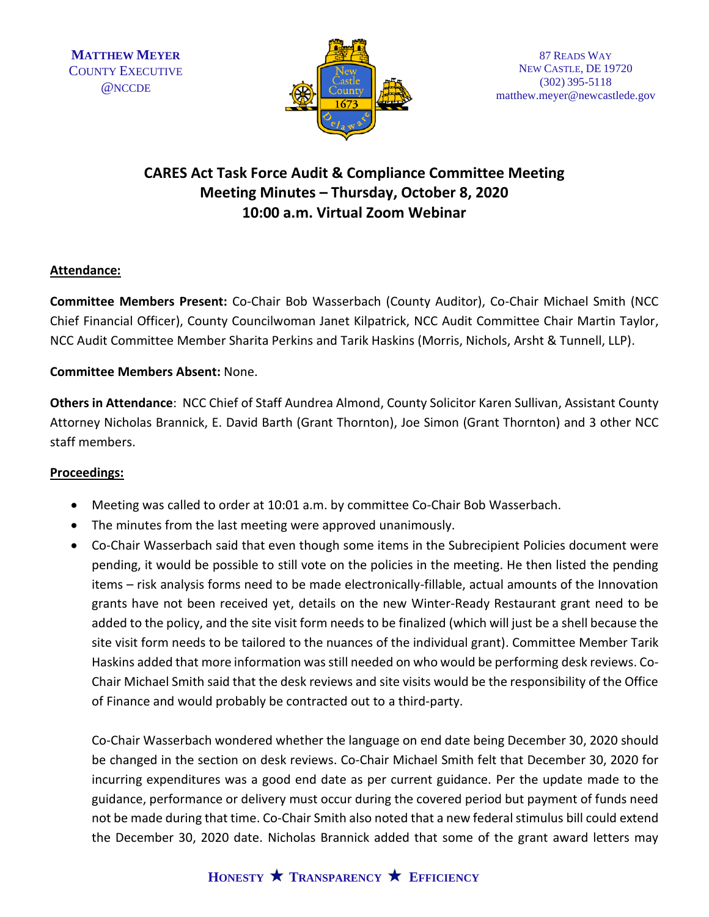**MATTHEW MEYER**
COUNTY EXECUTIVE
@NCCDE

87 READS WAY
NEW CASTLE, DE 19720
(302) 395-5118
matthew.meyer@newcastlede.gov

# CARES Act Task Force Audit & Compliance Committee Meeting
## Meeting Minutes – Thursday, October 8, 2020
## 10:00 a.m. Virtual Zoom Webinar

**Attendance:**

**Committee Members Present:** Co-Chair Bob Wasserbach (County Auditor), Co-Chair Michael Smith (NCC Chief Financial Officer), County Councilwoman Janet Kilpatrick, NCC Audit Committee Chair Martin Taylor, NCC Audit Committee Member Sharita Perkins and Tarik Haskins (Morris, Nichols, Arsht & Tunnell, LLP).

**Committee Members Absent:** None.

**Others in Attendance**: NCC Chief of Staff Aundrea Almond, County Solicitor Karen Sullivan, Assistant County Attorney Nicholas Brannick, E. David Barth (Grant Thornton), Joe Simon (Grant Thornton) and 3 other NCC staff members.

**Proceedings:**

- Meeting was called to order at 10:01 a.m. by committee Co-Chair Bob Wasserbach.
- The minutes from the last meeting were approved unanimously.
- Co-Chair Wasserbach said that even though some items in the Subrecipient Policies document were pending, it would be possible to still vote on the policies in the meeting. He then listed the pending items – risk analysis forms need to be made electronically-fillable, actual amounts of the Innovation grants have not been received yet, details on the new Winter-Ready Restaurant grant need to be added to the policy, and the site visit form needs to be finalized (which will just be a shell because the site visit form needs to be tailored to the nuances of the individual grant). Committee Member Tarik Haskins added that more information was still needed on who would be performing desk reviews. Co-Chair Michael Smith said that the desk reviews and site visits would be the responsibility of the Office of Finance and would probably be contracted out to a third-party.

  Co-Chair Wasserbach wondered whether the language on end date being December 30, 2020 should be changed in the section on desk reviews. Co-Chair Michael Smith felt that December 30, 2020 for incurring expenditures was a good end date as per current guidance. Per the update made to the guidance, performance or delivery must occur during the covered period but payment of funds need not be made during that time. Co-Chair Smith also noted that a new federal stimulus bill could extend the December 30, 2020 date. Nicholas Brannick added that some of the grant award letters may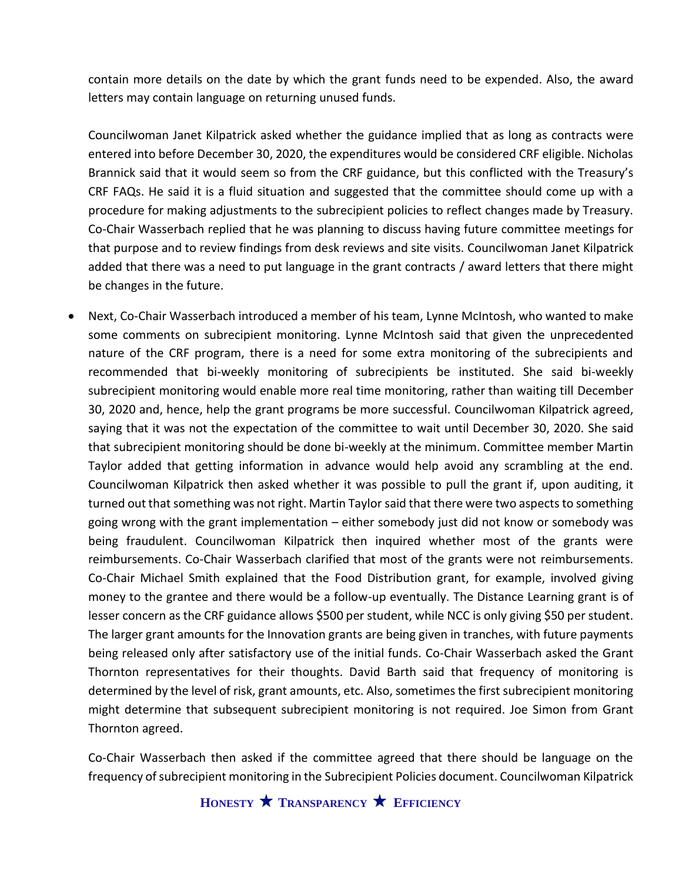contain more details on the date by which the grant funds need to be expended. Also, the award letters may contain language on returning unused funds.

Councilwoman Janet Kilpatrick asked whether the guidance implied that as long as contracts were entered into before December 30, 2020, the expenditures would be considered CRF eligible. Nicholas Brannick said that it would seem so from the CRF guidance, but this conflicted with the Treasury's CRF FAQs. He said it is a fluid situation and suggested that the committee should come up with a procedure for making adjustments to the subrecipient policies to reflect changes made by Treasury. Co-Chair Wasserbach replied that he was planning to discuss having future committee meetings for that purpose and to review findings from desk reviews and site visits. Councilwoman Janet Kilpatrick added that there was a need to put language in the grant contracts / award letters that there might be changes in the future.

- Next, Co-Chair Wasserbach introduced a member of his team, Lynne McIntosh, who wanted to make some comments on subrecipient monitoring. Lynne McIntosh said that given the unprecedented nature of the CRF program, there is a need for some extra monitoring of the subrecipients and recommended that bi-weekly monitoring of subrecipients be instituted. She said bi-weekly subrecipient monitoring would enable more real time monitoring, rather than waiting till December 30, 2020 and, hence, help the grant programs be more successful. Councilwoman Kilpatrick agreed, saying that it was not the expectation of the committee to wait until December 30, 2020. She said that subrecipient monitoring should be done bi-weekly at the minimum. Committee member Martin Taylor added that getting information in advance would help avoid any scrambling at the end. Councilwoman Kilpatrick then asked whether it was possible to pull the grant if, upon auditing, it turned out that something was not right. Martin Taylor said that there were two aspects to something going wrong with the grant implementation – either somebody just did not know or somebody was being fraudulent. Councilwoman Kilpatrick then inquired whether most of the grants were reimbursements. Co-Chair Wasserbach clarified that most of the grants were not reimbursements. Co-Chair Michael Smith explained that the Food Distribution grant, for example, involved giving money to the grantee and there would be a follow-up eventually. The Distance Learning grant is of lesser concern as the CRF guidance allows $500 per student, while NCC is only giving $50 per student. The larger grant amounts for the Innovation grants are being given in tranches, with future payments being released only after satisfactory use of the initial funds. Co-Chair Wasserbach asked the Grant Thornton representatives for their thoughts. David Barth said that frequency of monitoring is determined by the level of risk, grant amounts, etc. Also, sometimes the first subrecipient monitoring might determine that subsequent subrecipient monitoring is not required. Joe Simon from Grant Thornton agreed.

  Co-Chair Wasserbach then asked if the committee agreed that there should be language on the frequency of subrecipient monitoring in the Subrecipient Policies document. Councilwoman Kilpatrick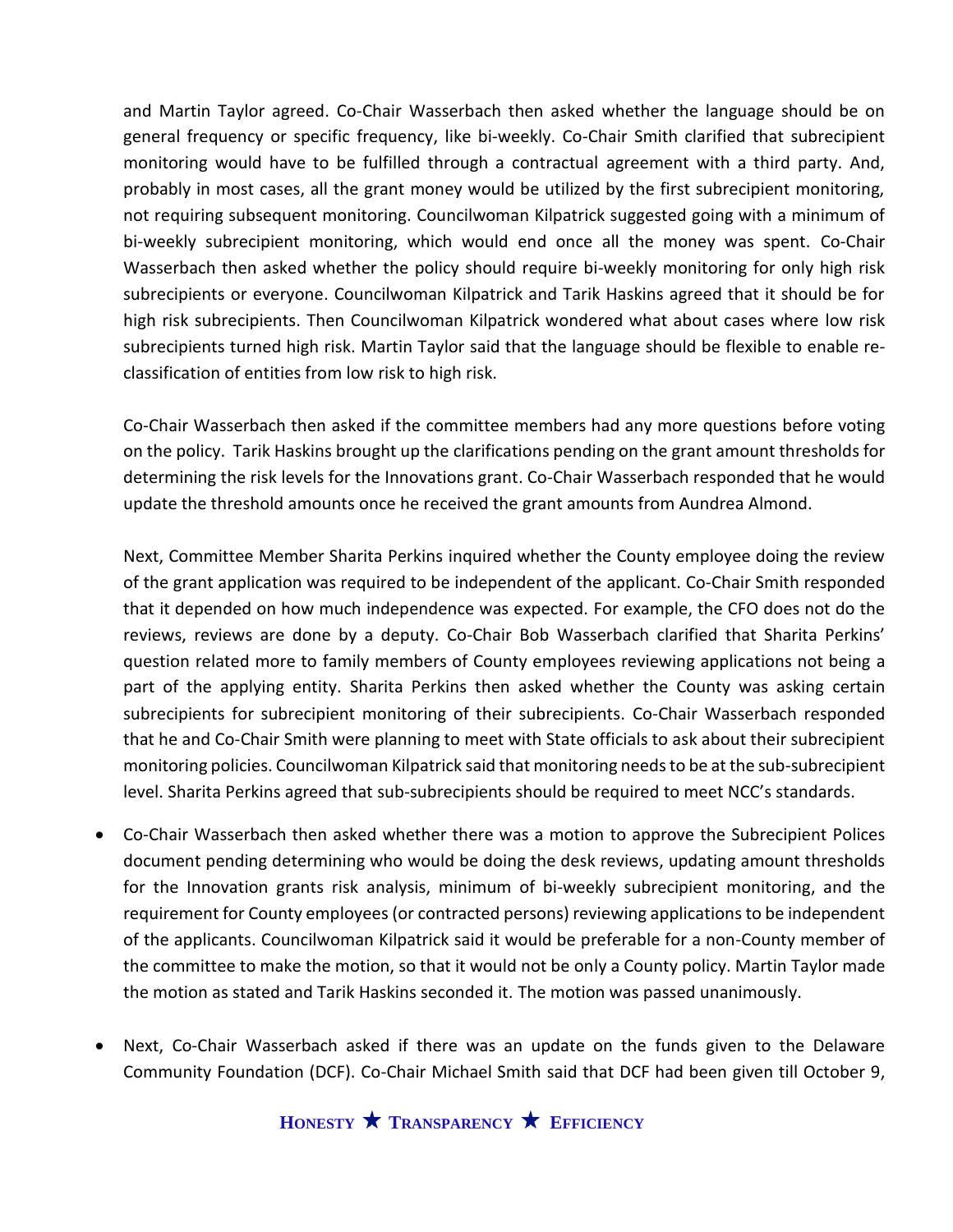and Martin Taylor agreed. Co-Chair Wasserbach then asked whether the language should be on general frequency or specific frequency, like bi-weekly. Co-Chair Smith clarified that subrecipient monitoring would have to be fulfilled through a contractual agreement with a third party. And, probably in most cases, all the grant money would be utilized by the first subrecipient monitoring, not requiring subsequent monitoring. Councilwoman Kilpatrick suggested going with a minimum of bi-weekly subrecipient monitoring, which would end once all the money was spent. Co-Chair Wasserbach then asked whether the policy should require bi-weekly monitoring for only high risk subrecipients or everyone. Councilwoman Kilpatrick and Tarik Haskins agreed that it should be for high risk subrecipients. Then Councilwoman Kilpatrick wondered what about cases where low risk subrecipients turned high risk. Martin Taylor said that the language should be flexible to enable re-classification of entities from low risk to high risk.

Co-Chair Wasserbach then asked if the committee members had any more questions before voting on the policy. Tarik Haskins brought up the clarifications pending on the grant amount thresholds for determining the risk levels for the Innovations grant. Co-Chair Wasserbach responded that he would update the threshold amounts once he received the grant amounts from Aundrea Almond.

Next, Committee Member Sharita Perkins inquired whether the County employee doing the review of the grant application was required to be independent of the applicant. Co-Chair Smith responded that it depended on how much independence was expected. For example, the CFO does not do the reviews, reviews are done by a deputy. Co-Chair Bob Wasserbach clarified that Sharita Perkins' question related more to family members of County employees reviewing applications not being a part of the applying entity. Sharita Perkins then asked whether the County was asking certain subrecipients for subrecipient monitoring of their subrecipients. Co-Chair Wasserbach responded that he and Co-Chair Smith were planning to meet with State officials to ask about their subrecipient monitoring policies. Councilwoman Kilpatrick said that monitoring needs to be at the sub-subrecipient level. Sharita Perkins agreed that sub-subrecipients should be required to meet NCC's standards.

- Co-Chair Wasserbach then asked whether there was a motion to approve the Subrecipient Polices document pending determining who would be doing the desk reviews, updating amount thresholds for the Innovation grants risk analysis, minimum of bi-weekly subrecipient monitoring, and the requirement for County employees (or contracted persons) reviewing applications to be independent of the applicants. Councilwoman Kilpatrick said it would be preferable for a non-County member of the committee to make the motion, so that it would not be only a County policy. Martin Taylor made the motion as stated and Tarik Haskins seconded it. The motion was passed unanimously.

- Next, Co-Chair Wasserbach asked if there was an update on the funds given to the Delaware Community Foundation (DCF). Co-Chair Michael Smith said that DCF had been given till October 9,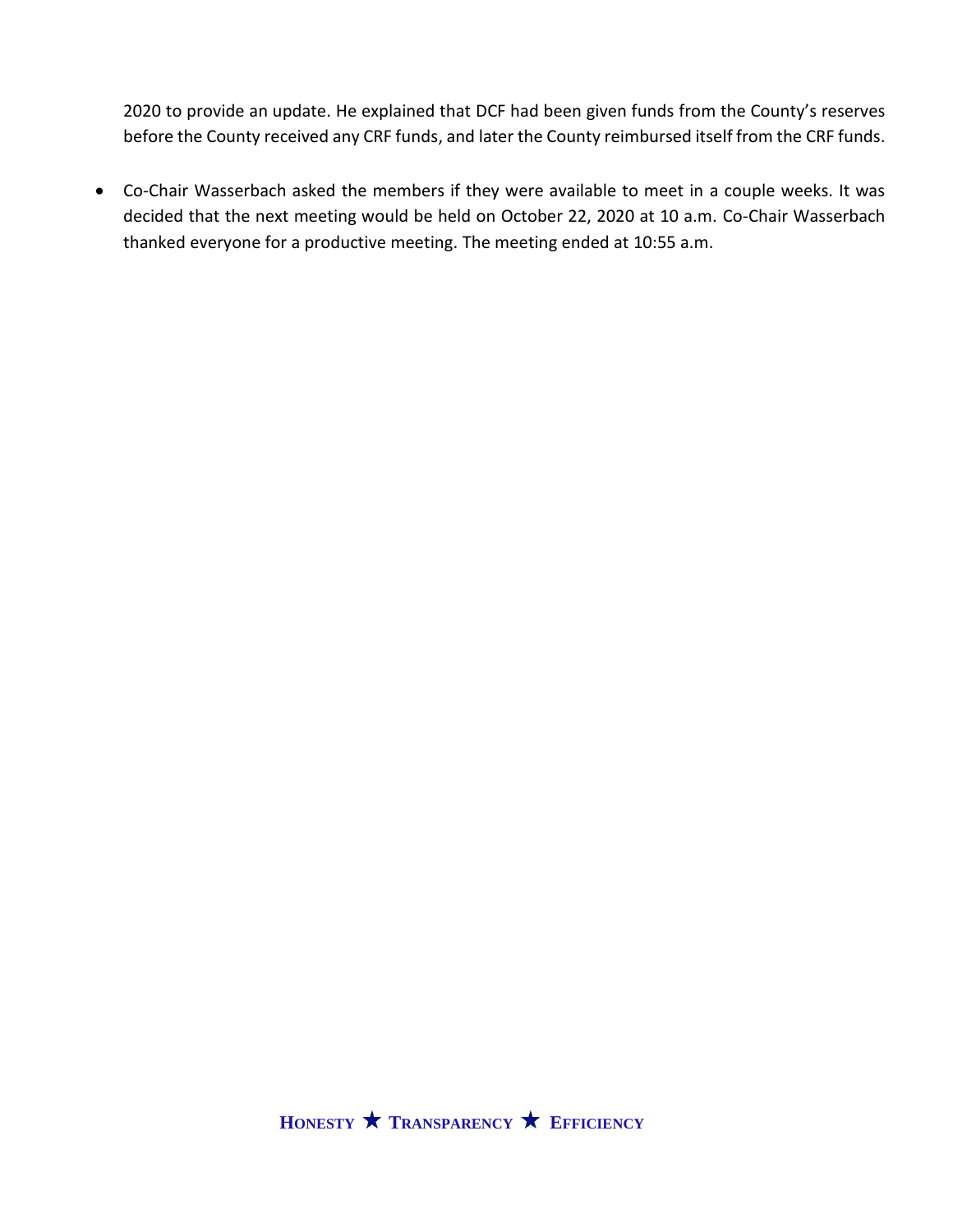2020 to provide an update. He explained that DCF had been given funds from the County's reserves before the County received any CRF funds, and later the County reimbursed itself from the CRF funds.

- Co-Chair Wasserbach asked the members if they were available to meet in a couple weeks. It was decided that the next meeting would be held on October 22, 2020 at 10 a.m. Co-Chair Wasserbach thanked everyone for a productive meeting. The meeting ended at 10:55 a.m.